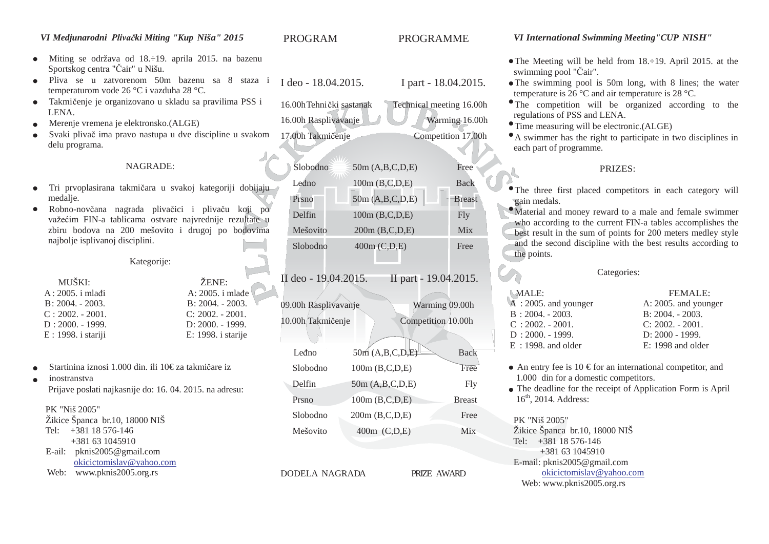## *VI Medjunarodni Plivački Miting "Kup Niša" 2015*

- Miting se održava od 18.÷19. aprila 2015. na bazenu Sportskog centra "Čair" u Nišu.
- Pliva se u zatvorenom 50m bazenu sa 8 staza i temperaturom vode 26 °C i vazduha 28 °C.
- Takmičenje je organizovano u skladu sa pravilima PSS i LENA.
- Merenje vremena je elektronsko.(ALGE)
- Svaki plivač ima pravo nastupa u dve discipline u svakom delu programa.

### NAGRADE:

- Tri prvoplasirana takmičara u svakoj kategoriji dobijaju medalje.
- Robno-novčana nagrada plivačici i plivaču koji po važećim FIN-a tablicama ostvare najvrednije rezultate u zbiru bodova na 200 mešovito i drugoj po bodovima najbolje isplivanoj disciplini.

### Kategorije:

| MUŠKI: | ŽENE: |
|---|---|
| A : 2005. i mlađi | A: 2005. i mlađe |
| B: 2004. - 2003. | B: 2004. - 2003. |
| C : 2002. - 2001. | C: 2002. - 2001. |
| D : 2000. - 1999. | D: 2000. - 1999. |
| E : 1998. i stariji | E: 1998. i starije |

- Startinina iznosi 1.000 din. ili 10€ za takmičare iz
- inostranstva

  Prijave poslati najkasnije do: 16. 04. 2015. na adresu:

PK "Niš 2005"
Žikice Španca br.10, 18000 NIŠ
Tel: +381 18 576-146
+381 63 1045910
E-ail: pknis2005@gmail.com
okicictomislav@yahoo.com
Web: www.pknis2005.org.rs

## PROGRAM — PROGRAMME

### I deo - 18.04.2015. — I part - 18.04.2015.

16.00h Tehnički sastanak — Technical meeting 16.00h
16.00h Rasplivavanje — Warming 16.00h
17.00h Takmičenje — Competition 17.00h

| | | |
|---|---|---|
| Slobodno | 50m (A,B,C,D,E) | Free |
| Leđno | 100m (B,C,D,E) | Back |
| Prsno | 50m (A,B,C,D,E) | Breast |
| Delfin | 100m (B,C,D,E) | Fly |
| Mešovito | 200m (B,C,D,E) | Mix |
| Slobodno | 400m (C,D,E) | Free |

### II deo - 19.04.2015. — II part - 19.04.2015.

09.00h Rasplivavanje — Warming 09.00h
10.00h Takmičenje — Competition 10.00h

| | | |
|---|---|---|
| Leđno | 50m (A,B,C,D,E) | Back |
| Slobodno | 100m (B,C,D,E) | Free |
| Delfin | 50m (A,B,C,D,E) | Fly |
| Prsno | 100m (B,C,D,E) | Breast |
| Slobodno | 200m (B,C,D,E) | Free |
| Mešovito | 400m (C,D,E) | Mix |

DODELA NAGRADA — PRIZE AWARD

## *VI International Swimming Meeting"CUP NISH"*

- The Meeting will be held from 18.÷19. April 2015. at the swimming pool "Čair".
- The swimming pool is 50m long, with 8 lines; the water temperature is 26 °C and air temperature is 28 °C.
- The competition will be organized according to the regulations of PSS and LENA.
- Time measuring will be electronic.(ALGE)
- A swimmer has the right to participate in two disciplines in each part of programme.

### PRIZES:

- The three first placed competitors in each category will gain medals.
- Material and money reward to a male and female swimmer who according to the current FIN-a tables accomplishes the best result in the sum of points for 200 meters medley style and the second discipline with the best results according to the points.

### Categories:

| MALE: | FEMALE: |
|---|---|
| A : 2005. and younger | A: 2005. and younger |
| B : 2004. - 2003. | B: 2004. - 2003. |
| C : 2002. - 2001. | C: 2002. - 2001. |
| D : 2000. - 1999. | D: 2000 - 1999. |
| E : 1998. and older | E: 1998 and older |

- An entry fee is 10 € for an international competitor, and 1.000 din for a domestic competitors.
- The deadline for the receipt of Application Form is April 16th, 2014. Address:

PK "Niš 2005"
Žikice Španca br.10, 18000 NIŠ
Tel: +381 18 576-146
+381 63 1045910
E-mail: pknis2005@gmail.com
okicictomislav@yahoo.com
Web: www.pknis2005.org.rs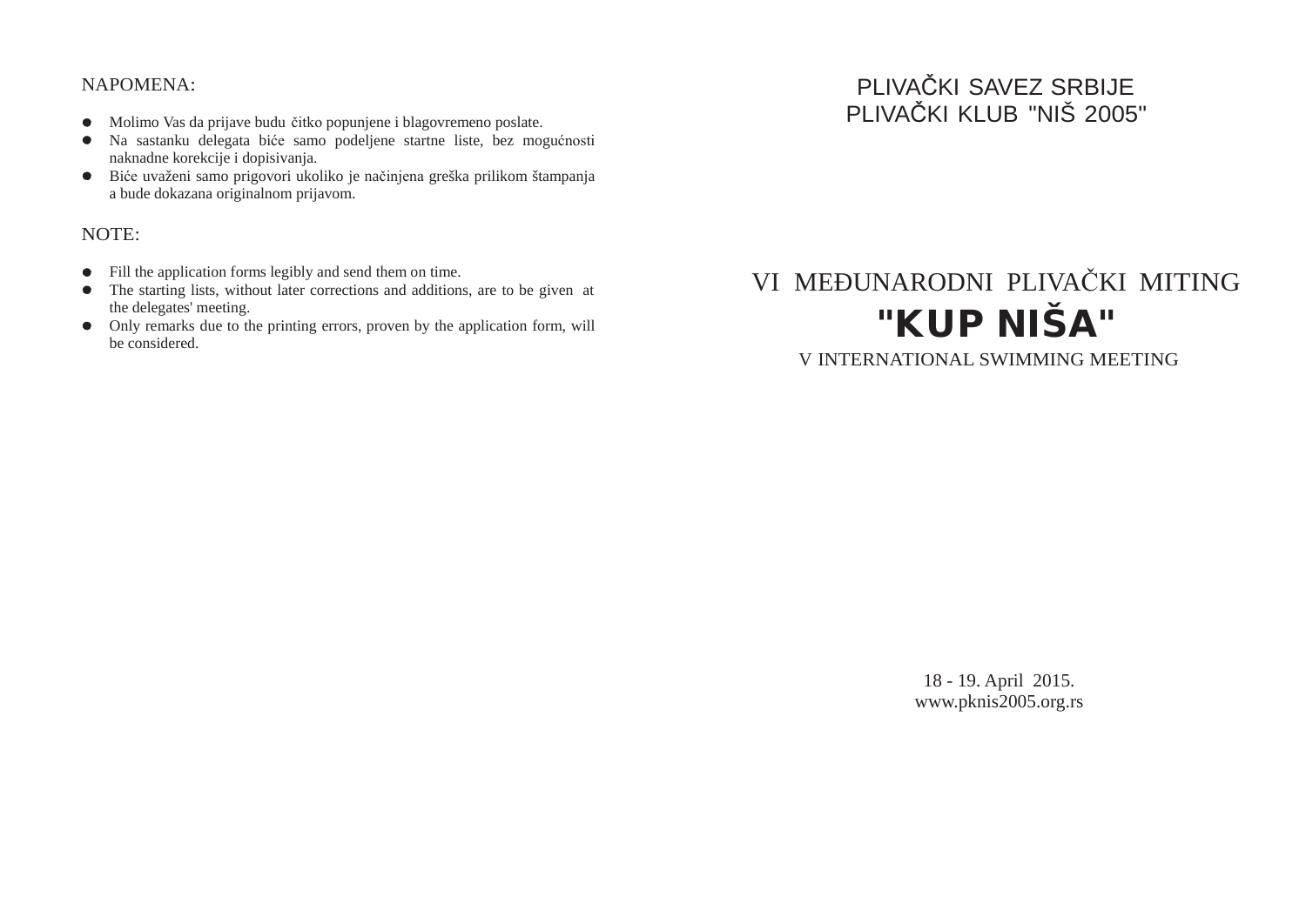NAPOMENA:

- Molimo Vas da prijave budu čitko popunjene i blagovremeno poslate.
- Na sastanku delegata biće samo podeljene startne liste, bez mogućnosti naknadne korekcije i dopisivanja.
- Biće uvaženi samo prigovori ukoliko je načinjena greška prilikom štampanja a bude dokazana originalnom prijavom.

NOTE:

- Fill the application forms legibly and send them on time.
- The starting lists, without later corrections and additions, are to be given at the delegates' meeting.
- Only remarks due to the printing errors, proven by the application form, will be considered.

PLIVAČKI SAVEZ SRBIJE
PLIVAČKI KLUB "NIŠ 2005"

VI MEĐUNARODNI PLIVAČKI MITING

# "KUP NIŠA"

V INTERNATIONAL SWIMMING MEETING

18 - 19. April 2015.
www.pknis2005.org.rs